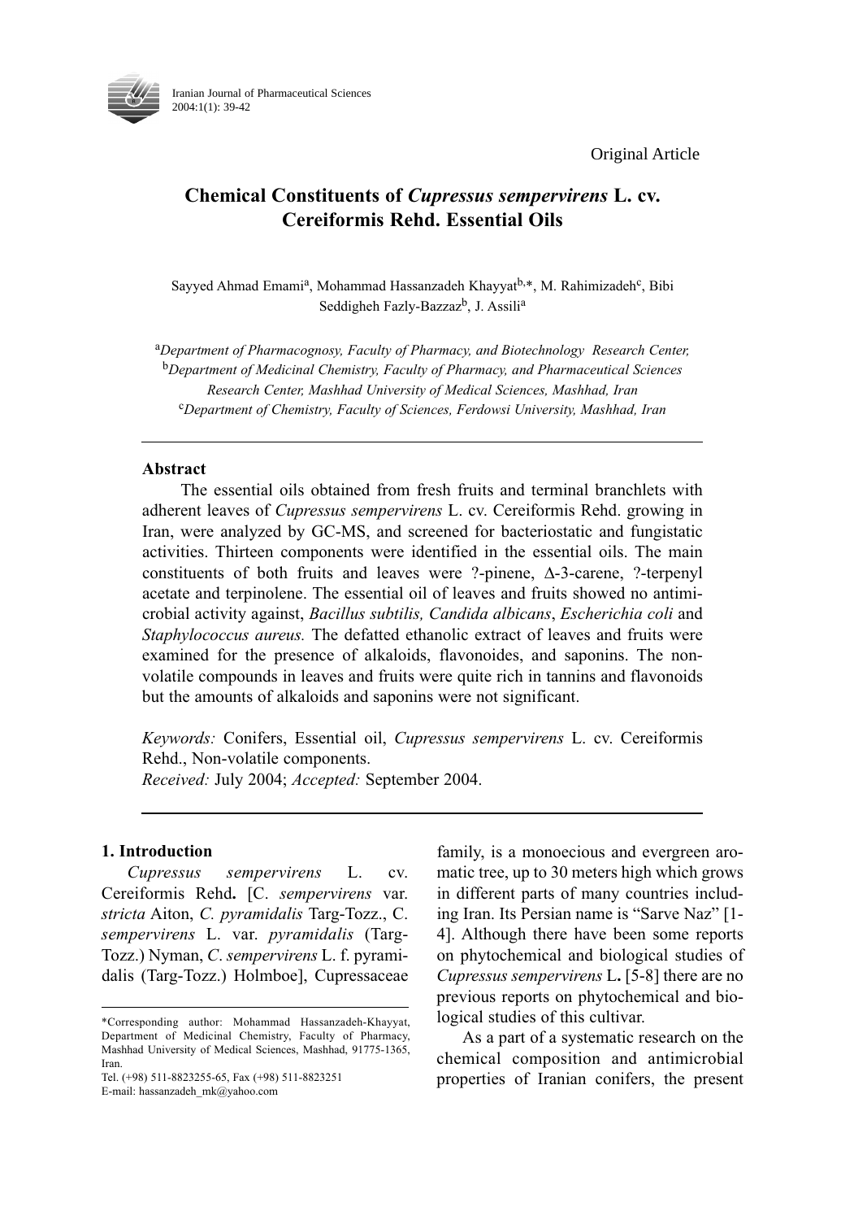Original Article

# Chemical Constituents of *Cupressus sempervirens* L. cv. Cereiformis Rehd. Essential Oils

Sayyed Ahmad Emami[a], Mohammad Hassanzadeh Khayyat[b,*], M. Rahimizadeh[c], Bibi Seddigheh Fazly-Bazzaz[b], J. Assili[a]

[a]*Department of Pharmacognosy, Faculty of Pharmacy, and Biotechnology Research Center,*
[b]*Department of Medicinal Chemistry, Faculty of Pharmacy, and Pharmaceutical Sciences Research Center, Mashhad University of Medical Sciences, Mashhad, Iran*
[c]*Department of Chemistry, Faculty of Sciences, Ferdowsi University, Mashhad, Iran*

---

## Abstract

The essential oils obtained from fresh fruits and terminal branchlets with adherent leaves of *Cupressus sempervirens* L. cv. Cereiformis Rehd. growing in Iran, were analyzed by GC-MS, and screened for bacteriostatic and fungistatic activities. Thirteen components were identified in the essential oils. The main constituents of both fruits and leaves were ?-pinene, Δ-3-carene, ?-terpenyl acetate and terpinolene. The essential oil of leaves and fruits showed no antimicrobial activity against, *Bacillus subtilis, Candida albicans*, *Escherichia coli* and *Staphylococcus aureus.* The defatted ethanolic extract of leaves and fruits were examined for the presence of alkaloids, flavonoides, and saponins. The non-volatile compounds in leaves and fruits were quite rich in tannins and flavonoids but the amounts of alkaloids and saponins were not significant.

*Keywords:* Conifers, Essential oil, *Cupressus sempervirens* L. cv. Cereiformis Rehd., Non-volatile components.
*Received:* July 2004; *Accepted:* September 2004.

---

## 1. Introduction

*Cupressus sempervirens* L. cv. Cereiformis Rehd**.** [C. *sempervirens* var. *stricta* Aiton, *C. pyramidalis* Targ-Tozz., C. *sempervirens* L. var. *pyramidalis* (Targ-Tozz.) Nyman, *C*. *sempervirens* L. f. pyramidalis (Targ-Tozz.) Holmboe], Cupressaceae family, is a monoecious and evergreen aromatic tree, up to 30 meters high which grows in different parts of many countries including Iran. Its Persian name is "Sarve Naz" [1-4]. Although there have been some reports on phytochemical and biological studies of *Cupressus sempervirens* L**.** [5-8] there are no previous reports on phytochemical and biological studies of this cultivar.

As a part of a systematic research on the chemical composition and antimicrobial properties of Iranian conifers, the present

---

*Corresponding author: Mohammad Hassanzadeh-Khayyat, Department of Medicinal Chemistry, Faculty of Pharmacy, Mashhad University of Medical Sciences, Mashhad, 91775-1365, Iran.
Tel. (+98) 511-8823255-65, Fax (+98) 511-8823251
E-mail: hassanzadeh_mk@yahoo.com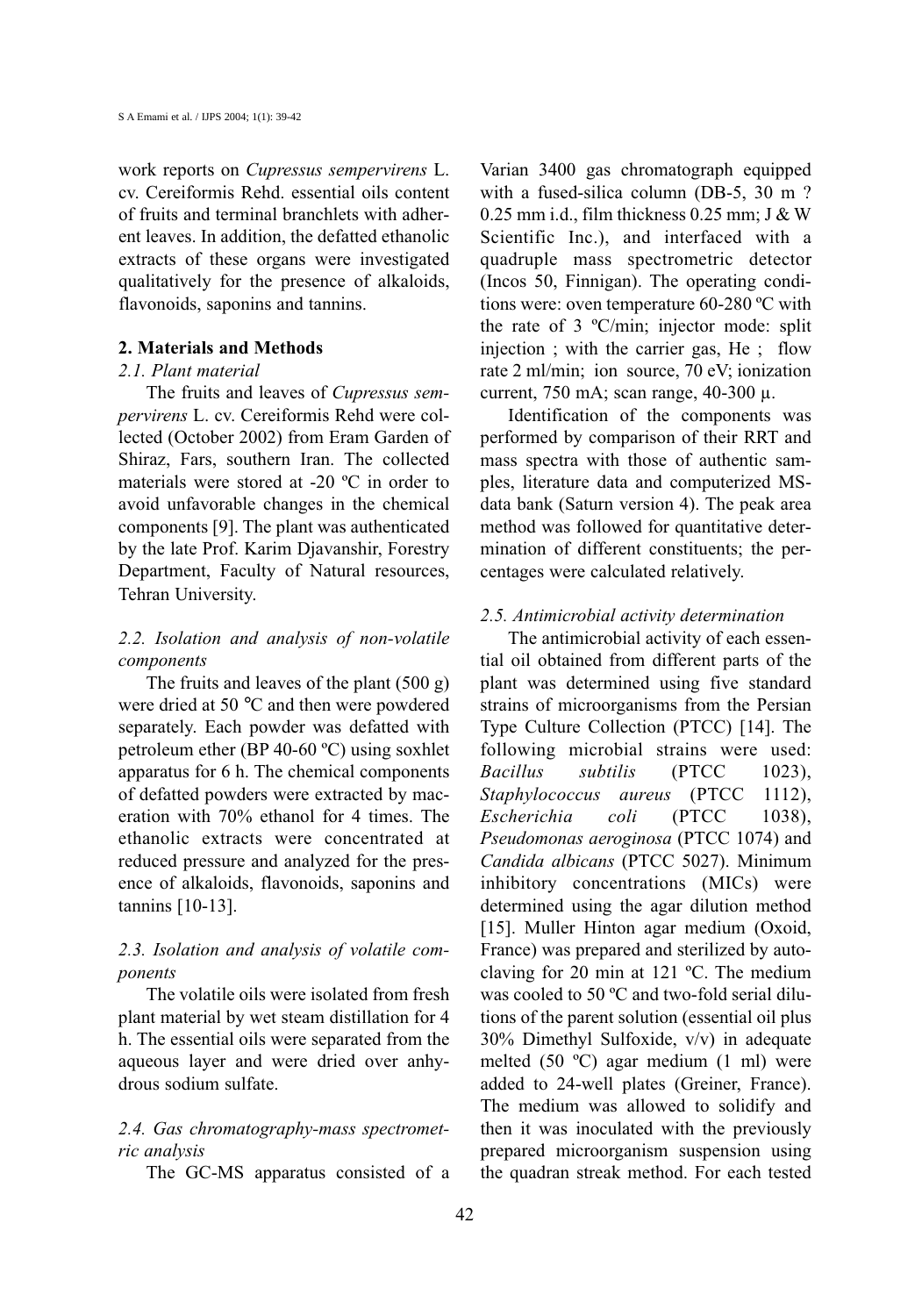work reports on *Cupressus sempervirens* L. cv. Cereiformis Rehd. essential oils content of fruits and terminal branchlets with adherent leaves. In addition, the defatted ethanolic extracts of these organs were investigated qualitatively for the presence of alkaloids, flavonoids, saponins and tannins.

## 2. Materials and Methods

### *2.1. Plant material*

The fruits and leaves of *Cupressus sempervirens* L. cv. Cereiformis Rehd were collected (October 2002) from Eram Garden of Shiraz, Fars, southern Iran. The collected materials were stored at -20 ºC in order to avoid unfavorable changes in the chemical components [9]. The plant was authenticated by the late Prof. Karim Djavanshir, Forestry Department, Faculty of Natural resources, Tehran University.

### *2.2. Isolation and analysis of non-volatile components*

The fruits and leaves of the plant (500 g) were dried at 50 °C and then were powdered separately. Each powder was defatted with petroleum ether (BP 40-60 ºC) using soxhlet apparatus for 6 h. The chemical components of defatted powders were extracted by maceration with 70% ethanol for 4 times. The ethanolic extracts were concentrated at reduced pressure and analyzed for the presence of alkaloids, flavonoids, saponins and tannins [10-13].

### *2.3. Isolation and analysis of volatile components*

The volatile oils were isolated from fresh plant material by wet steam distillation for 4 h. The essential oils were separated from the aqueous layer and were dried over anhydrous sodium sulfate.

### *2.4. Gas chromatography-mass spectrometric analysis*

The GC-MS apparatus consisted of a Varian 3400 gas chromatograph equipped with a fused-silica column (DB-5, 30 m ? 0.25 mm i.d., film thickness 0.25 mm; J & W Scientific Inc.), and interfaced with a quadruple mass spectrometric detector (Incos 50, Finnigan). The operating conditions were: oven temperature 60-280 ºC with the rate of 3 ºC/min; injector mode: split injection ; with the carrier gas, He ; flow rate 2 ml/min; ion source, 70 eV; ionization current, 750 mA; scan range, 40-300 µ.

Identification of the components was performed by comparison of their RRT and mass spectra with those of authentic samples, literature data and computerized MS-data bank (Saturn version 4). The peak area method was followed for quantitative determination of different constituents; the percentages were calculated relatively.

### *2.5. Antimicrobial activity determination*

The antimicrobial activity of each essential oil obtained from different parts of the plant was determined using five standard strains of microorganisms from the Persian Type Culture Collection (PTCC) [14]. The following microbial strains were used: *Bacillus subtilis* (PTCC 1023), *Staphylococcus aureus* (PTCC 1112), *Escherichia coli* (PTCC 1038), *Pseudomonas aeroginosa* (PTCC 1074) and *Candida albicans* (PTCC 5027). Minimum inhibitory concentrations (MICs) were determined using the agar dilution method [15]. Muller Hinton agar medium (Oxoid, France) was prepared and sterilized by autoclaving for 20 min at 121 ºC. The medium was cooled to 50 ºC and two-fold serial dilutions of the parent solution (essential oil plus 30% Dimethyl Sulfoxide, v/v) in adequate melted (50 ºC) agar medium (1 ml) were added to 24-well plates (Greiner, France). The medium was allowed to solidify and then it was inoculated with the previously prepared microorganism suspension using the quadran streak method. For each tested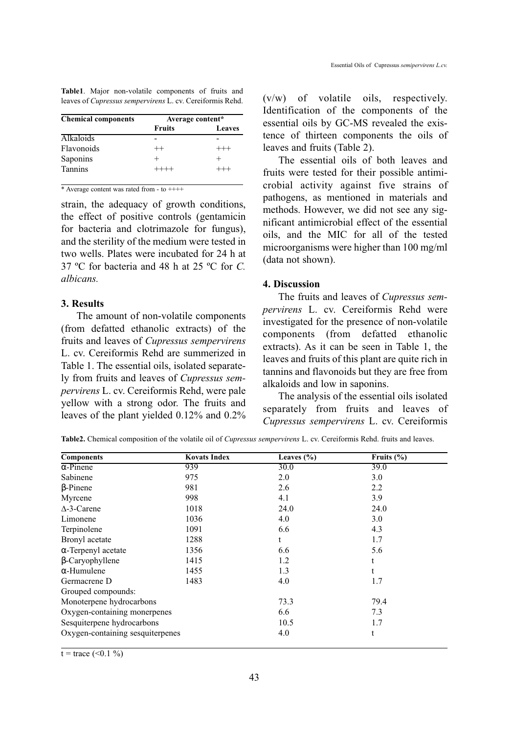**Table1**. Major non-volatile components of fruits and leaves of *Cupressus sempervirens* L. cv. Cereiformis Rehd.

| Chemical components | Average content* | |
|---|---|---|
| | Fruits | Leaves |
| Alkaloids | - | - |
| Flavonoids | ++ | +++ |
| Saponins | + | + |
| Tannins | ++++ | +++ |

\* Average content was rated from - to ++++

strain, the adequacy of growth conditions, the effect of positive controls (gentamicin for bacteria and clotrimazole for fungus), and the sterility of the medium were tested in two wells. Plates were incubated for 24 h at 37 ºC for bacteria and 48 h at 25 ºC for *C. albicans.*

## 3. Results

The amount of non-volatile components (from defatted ethanolic extracts) of the fruits and leaves of *Cupressus sempervirens* L. cv. Cereiformis Rehd are summerized in Table 1. The essential oils, isolated separately from fruits and leaves of *Cupressus sempervirens* L. cv. Cereiformis Rehd, were pale yellow with a strong odor. The fruits and leaves of the plant yielded 0.12% and 0.2% (v/w) of volatile oils, respectively. Identification of the components of the essential oils by GC-MS revealed the existence of thirteen components the oils of leaves and fruits (Table 2).

The essential oils of both leaves and fruits were tested for their possible antimicrobial activity against five strains of pathogens, as mentioned in materials and methods. However, we did not see any significant antimicrobial effect of the essential oils, and the MIC for all of the tested microorganisms were higher than 100 mg/ml (data not shown).

## 4. Discussion

The fruits and leaves of *Cupressus sempervirens* L. cv. Cereiformis Rehd were investigated for the presence of non-volatile components (from defatted ethanolic extracts). As it can be seen in Table 1, the leaves and fruits of this plant are quite rich in tannins and flavonoids but they are free from alkaloids and low in saponins.

The analysis of the essential oils isolated separately from fruits and leaves of *Cupressus sempervirens* L. cv. Cereiformis

**Table2.** Chemical composition of the volatile oil of *Cupressus sempervirens* L. cv. Cereiformis Rehd. fruits and leaves.

| Components | Kovats Index | Leaves (%) | Fruits (%) |
|---|---|---|---|
| α-Pinene | 939 | 30.0 | 39.0 |
| Sabinene | 975 | 2.0 | 3.0 |
| β-Pinene | 981 | 2.6 | 2.2 |
| Myrcene | 998 | 4.1 | 3.9 |
| Δ-3-Carene | 1018 | 24.0 | 24.0 |
| Limonene | 1036 | 4.0 | 3.0 |
| Terpinolene | 1091 | 6.6 | 4.3 |
| Bronyl acetate | 1288 | t | 1.7 |
| α-Terpenyl acetate | 1356 | 6.6 | 5.6 |
| β-Caryophyllene | 1415 | 1.2 | t |
| α-Humulene | 1455 | 1.3 | t |
| Germacrene D | 1483 | 4.0 | 1.7 |
| Grouped compounds: | | | |
| Monoterpene hydrocarbons | | 73.3 | 79.4 |
| Oxygen-containing monerpenes | | 6.6 | 7.3 |
| Sesquiterpene hydrocarbons | | 10.5 | 1.7 |
| Oxygen-containing sesquiterpenes | | 4.0 | t |

t = trace (<0.1 %)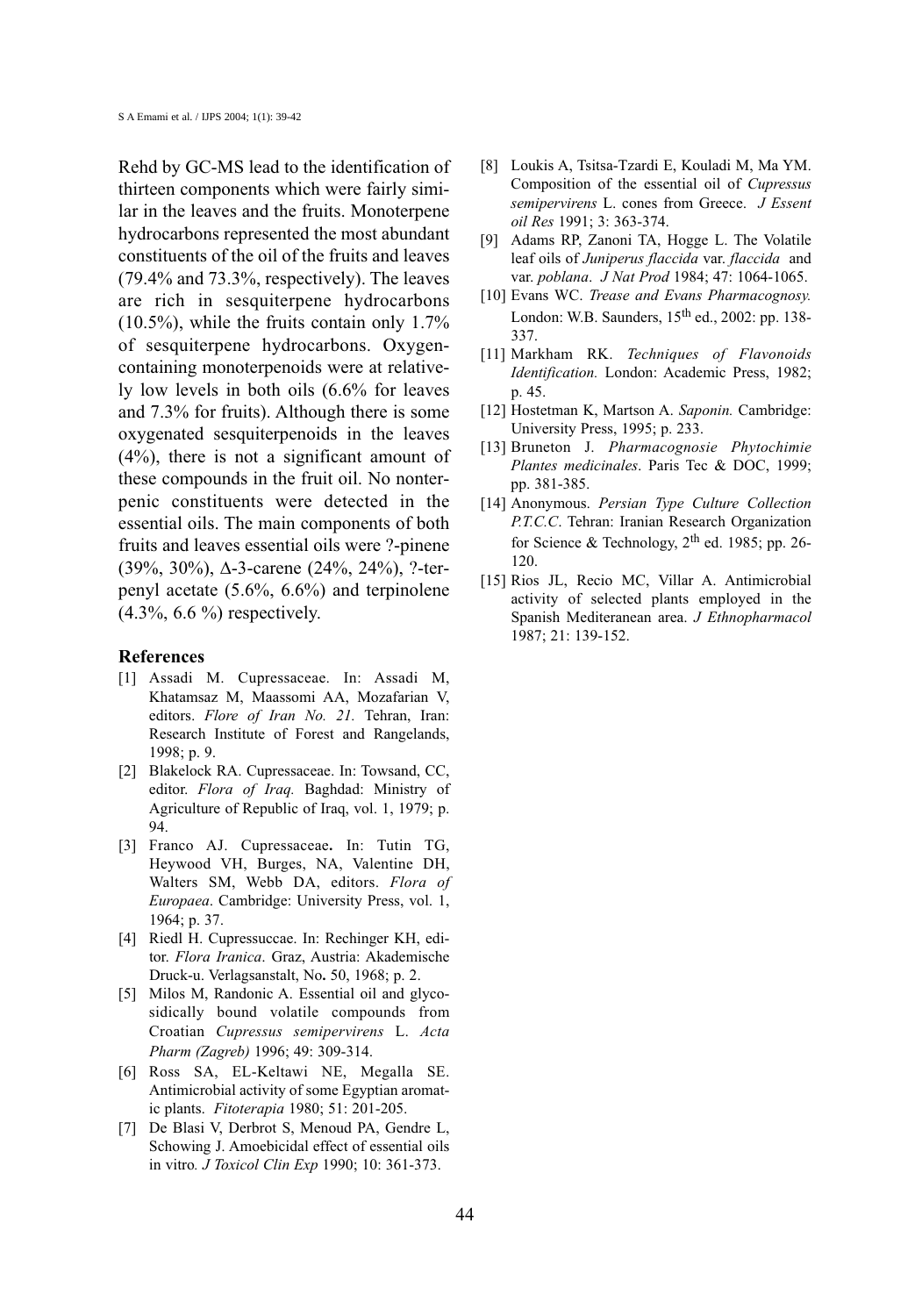Rehd by GC-MS lead to the identification of thirteen components which were fairly similar in the leaves and the fruits. Monoterpene hydrocarbons represented the most abundant constituents of the oil of the fruits and leaves (79.4% and 73.3%, respectively). The leaves are rich in sesquiterpene hydrocarbons (10.5%), while the fruits contain only 1.7% of sesquiterpene hydrocarbons. Oxygen-containing monoterpenoids were at relatively low levels in both oils (6.6% for leaves and 7.3% for fruits). Although there is some oxygenated sesquiterpenoids in the leaves (4%), there is not a significant amount of these compounds in the fruit oil. No nonterpenic constituents were detected in the essential oils. The main components of both fruits and leaves essential oils were ?-pinene (39%, 30%), Δ-3-carene (24%, 24%), ?-terpenyl acetate (5.6%, 6.6%) and terpinolene (4.3%, 6.6 %) respectively.

## References

[1] Assadi M. Cupressaceae. In: Assadi M, Khatamsaz M, Maassomi AA, Mozafarian V, editors. *Flore of Iran No. 21.* Tehran, Iran: Research Institute of Forest and Rangelands, 1998; p. 9.

[2] Blakelock RA. Cupressaceae. In: Towsand, CC, editor. *Flora of Iraq.* Baghdad: Ministry of Agriculture of Republic of Iraq, vol. 1, 1979; p. 94.

[3] Franco AJ. Cupressaceae**.** In: Tutin TG, Heywood VH, Burges, NA, Valentine DH, Walters SM, Webb DA, editors. *Flora of Europaea*. Cambridge: University Press, vol. 1, 1964; p. 37.

[4] Riedl H. Cupressuccae. In: Rechinger KH, editor. *Flora Iranica*. Graz, Austria: Akademische Druck-u. Verlagsanstalt, No**.** 50, 1968; p. 2.

[5] Milos M, Randonic A. Essential oil and glycosidically bound volatile compounds from Croatian *Cupressus semipervirens* L. *Acta Pharm (Zagreb)* 1996; 49: 309-314.

[6] Ross SA, EL-Keltawi NE, Megalla SE. Antimicrobial activity of some Egyptian aromatic plants. *Fitoterapia* 1980; 51: 201-205.

[7] De Blasi V, Derbrot S, Menoud PA, Gendre L, Schowing J. Amoebicidal effect of essential oils in vitro*. J Toxicol Clin Exp* 1990; 10: 361-373.

[8] Loukis A, Tsitsa-Tzardi E, Kouladi M, Ma YM. Composition of the essential oil of *Cupressus semipervirens* L. cones from Greece. *J Essent oil Res* 1991; 3: 363-374.

[9] Adams RP, Zanoni TA, Hogge L. The Volatile leaf oils of *Juniperus flaccida* var. *flaccida* and var. *poblana*. *J Nat Prod* 1984; 47: 1064-1065.

[10] Evans WC. *Trease and Evans Pharmacognosy.* London: W.B. Saunders, 15th ed., 2002: pp. 138-337.

[11] Markham RK. *Techniques of Flavonoids Identification.* London: Academic Press, 1982; p. 45.

[12] Hostetman K, Martson A. *Saponin.* Cambridge: University Press, 1995; p. 233.

[13] Bruneton J. *Pharmacognosie Phytochimie Plantes medicinales*. Paris Tec & DOC, 1999; pp. 381-385.

[14] Anonymous. *Persian Type Culture Collection P.T.C.C*. Tehran: Iranian Research Organization for Science & Technology, 2th ed. 1985; pp. 26-120.

[15] Rios JL, Recio MC, Villar A. Antimicrobial activity of selected plants employed in the Spanish Mediteranean area. *J Ethnopharmacol* 1987; 21: 139-152.